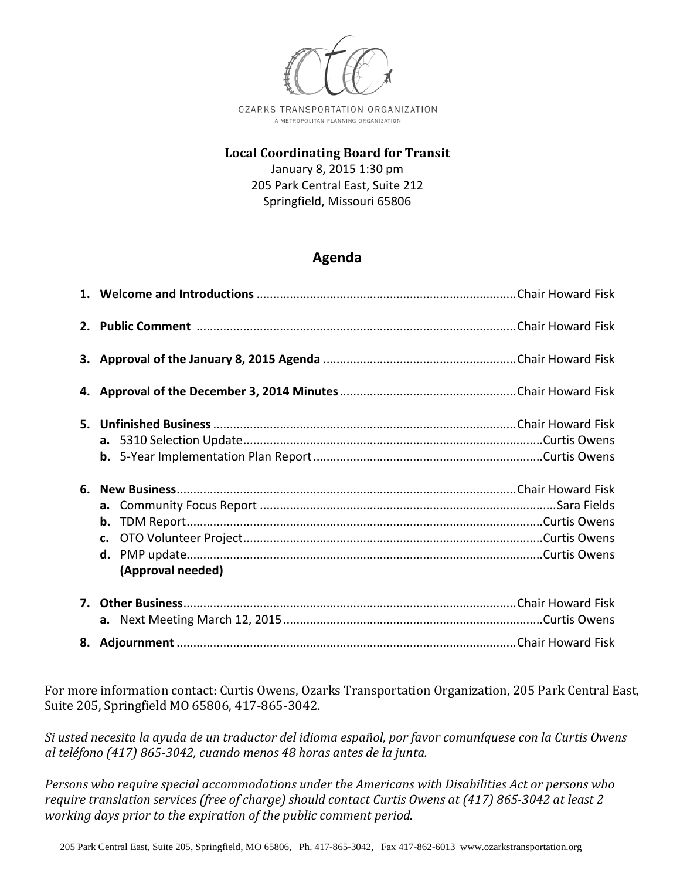OZARKS TRANSPORTATION ORGANIZATION

A METROPOLITAN PLANNING ORGANIZATION

**Local Coordinating Board for Transit**

January 8, 2015 1:30 pm
205 Park Central East, Suite 212
Springfield, Missouri 65806

## Agenda

1. **Welcome and Introductions** ............................................................................Chair Howard Fisk

2. **Public Comment** ..............................................................................................Chair Howard Fisk

3. **Approval of the January 8, 2015 Agenda** .........................................................Chair Howard Fisk

4. **Approval of the December 3, 2014 Minutes**....................................................Chair Howard Fisk

5. **Unfinished Business** ..........................................................................................Chair Howard Fisk
   - **a.** 5310 Selection Update.........................................................................................Curtis Owens
   - **b.** 5-Year Implementation Plan Report....................................................................Curtis Owens

6. **New Business**....................................................................................................Chair Howard Fisk
   - **a.** Community Focus Report .......................................................................................Sara Fields
   - **b.** TDM Report..........................................................................................................Curtis Owens
   - **c.** OTO Volunteer Project.........................................................................................Curtis Owens
   - **d.** PMP update..........................................................................................................Curtis Owens
     **(Approval needed)**

7. **Other Business**..................................................................................................Chair Howard Fisk
   - **a.** Next Meeting March 12, 2015.............................................................................Curtis Owens

8. **Adjournment** ....................................................................................................Chair Howard Fisk

For more information contact: Curtis Owens, Ozarks Transportation Organization, 205 Park Central East, Suite 205, Springfield MO 65806, 417-865-3042.

*Si usted necesita la ayuda de un traductor del idioma español, por favor comuníquese con la Curtis Owens al teléfono (417) 865-3042, cuando menos 48 horas antes de la junta.*

*Persons who require special accommodations under the Americans with Disabilities Act or persons who require translation services (free of charge) should contact Curtis Owens at (417) 865-3042 at least 2 working days prior to the expiration of the public comment period.*

205 Park Central East, Suite 205, Springfield, MO 65806, Ph. 417-865-3042, Fax 417-862-6013 www.ozarkstransportation.org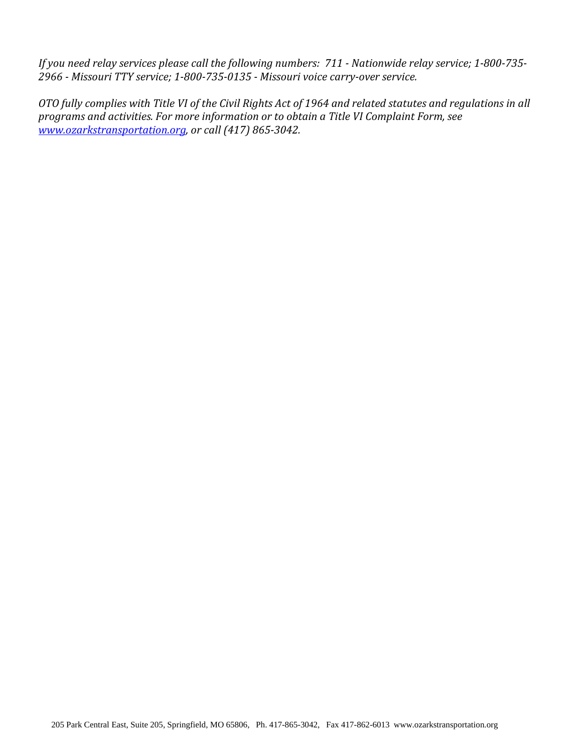*If you need relay services please call the following numbers: 711 - Nationwide relay service; 1-800-735-2966 - Missouri TTY service; 1-800-735-0135 - Missouri voice carry-over service.*

*OTO fully complies with Title VI of the Civil Rights Act of 1964 and related statutes and regulations in all programs and activities. For more information or to obtain a Title VI Complaint Form, see [www.ozarkstransportation.org](http://www.ozarkstransportation.org), or call (417) 865-3042.*